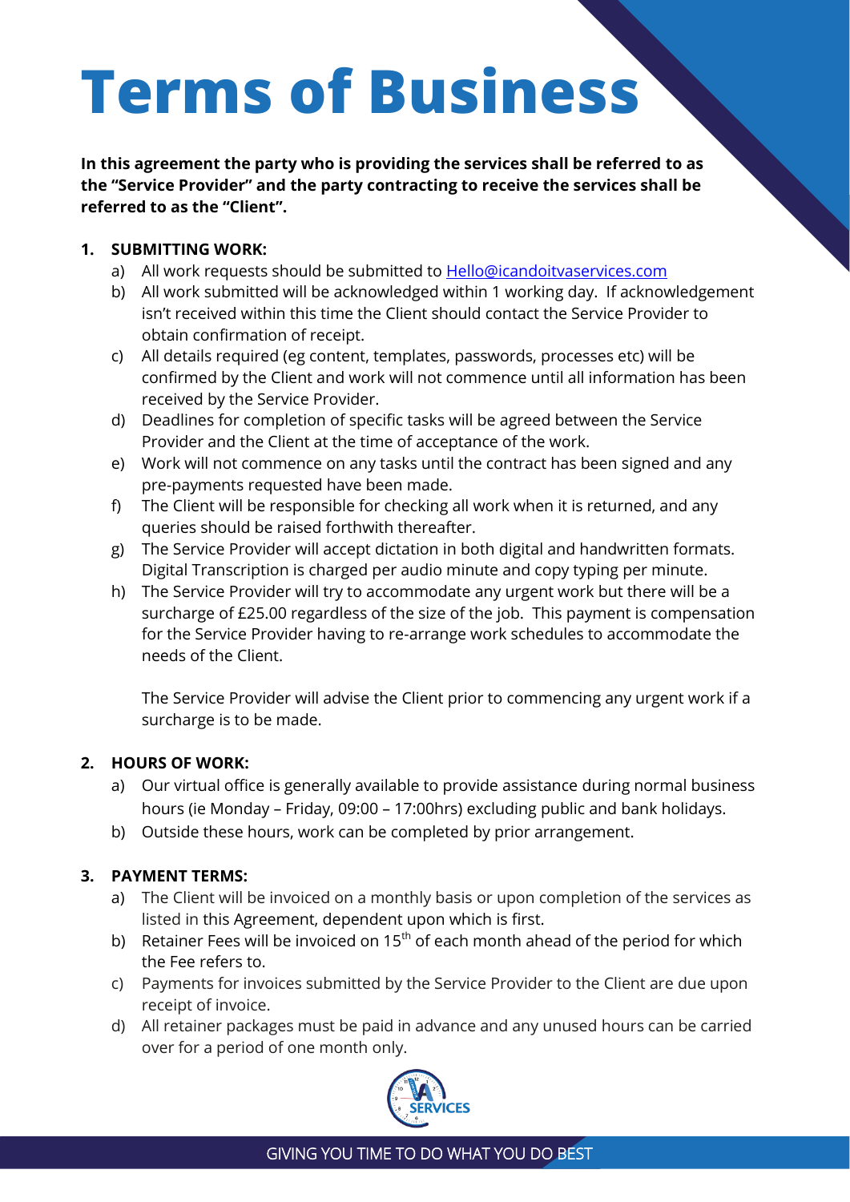# Terms of Business

**In this agreement the party who is providing the services shall be referred to as the "Service Provider" and the party contracting to receive the services shall be referred to as the "Client".**

**1. SUBMITTING WORK:**

a) All work requests should be submitted to Hello@icandoitvaservices.com

b) All work submitted will be acknowledged within 1 working day. If acknowledgement isn't received within this time the Client should contact the Service Provider to obtain confirmation of receipt.

c) All details required (eg content, templates, passwords, processes etc) will be confirmed by the Client and work will not commence until all information has been received by the Service Provider.

d) Deadlines for completion of specific tasks will be agreed between the Service Provider and the Client at the time of acceptance of the work.

e) Work will not commence on any tasks until the contract has been signed and any pre-payments requested have been made.

f) The Client will be responsible for checking all work when it is returned, and any queries should be raised forthwith thereafter.

g) The Service Provider will accept dictation in both digital and handwritten formats. Digital Transcription is charged per audio minute and copy typing per minute.

h) The Service Provider will try to accommodate any urgent work but there will be a surcharge of £25.00 regardless of the size of the job. This payment is compensation for the Service Provider having to re-arrange work schedules to accommodate the needs of the Client.

The Service Provider will advise the Client prior to commencing any urgent work if a surcharge is to be made.

**2. HOURS OF WORK:**

a) Our virtual office is generally available to provide assistance during normal business hours (ie Monday – Friday, 09:00 – 17:00hrs) excluding public and bank holidays.

b) Outside these hours, work can be completed by prior arrangement.

**3. PAYMENT TERMS:**

a) The Client will be invoiced on a monthly basis or upon completion of the services as listed in this Agreement, dependent upon which is first.

b) Retainer Fees will be invoiced on 15th of each month ahead of the period for which the Fee refers to.

c) Payments for invoices submitted by the Service Provider to the Client are due upon receipt of invoice.

d) All retainer packages must be paid in advance and any unused hours can be carried over for a period of one month only.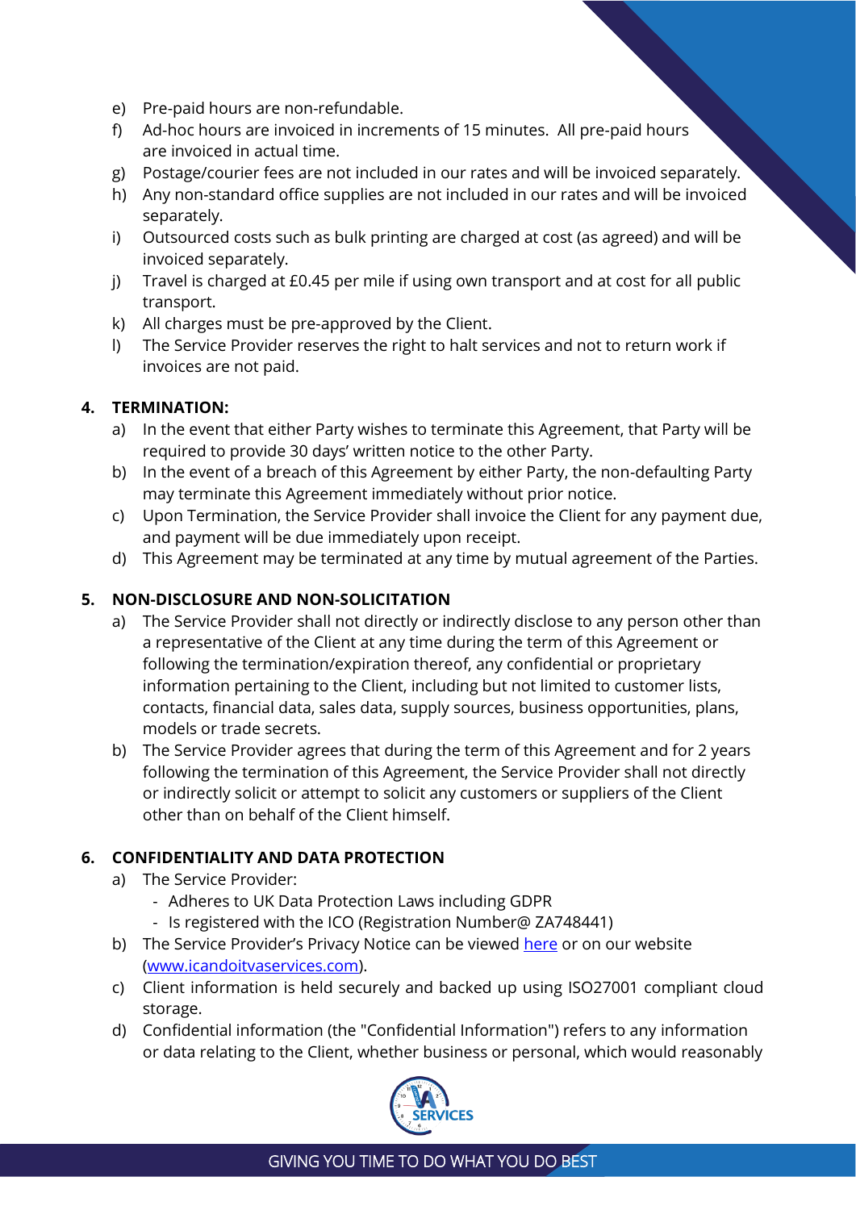e) Pre-paid hours are non-refundable.
f) Ad-hoc hours are invoiced in increments of 15 minutes. All pre-paid hours are invoiced in actual time.
g) Postage/courier fees are not included in our rates and will be invoiced separately.
h) Any non-standard office supplies are not included in our rates and will be invoiced separately.
i) Outsourced costs such as bulk printing are charged at cost (as agreed) and will be invoiced separately.
j) Travel is charged at £0.45 per mile if using own transport and at cost for all public transport.
k) All charges must be pre-approved by the Client.
l) The Service Provider reserves the right to halt services and not to return work if invoices are not paid.

## 4. TERMINATION:

a) In the event that either Party wishes to terminate this Agreement, that Party will be required to provide 30 days' written notice to the other Party.
b) In the event of a breach of this Agreement by either Party, the non-defaulting Party may terminate this Agreement immediately without prior notice.
c) Upon Termination, the Service Provider shall invoice the Client for any payment due, and payment will be due immediately upon receipt.
d) This Agreement may be terminated at any time by mutual agreement of the Parties.

## 5. NON-DISCLOSURE AND NON-SOLICITATION

a) The Service Provider shall not directly or indirectly disclose to any person other than a representative of the Client at any time during the term of this Agreement or following the termination/expiration thereof, any confidential or proprietary information pertaining to the Client, including but not limited to customer lists, contacts, financial data, sales data, supply sources, business opportunities, plans, models or trade secrets.
b) The Service Provider agrees that during the term of this Agreement and for 2 years following the termination of this Agreement, the Service Provider shall not directly or indirectly solicit or attempt to solicit any customers or suppliers of the Client other than on behalf of the Client himself.

## 6. CONFIDENTIALITY AND DATA PROTECTION

a) The Service Provider:
   - Adheres to UK Data Protection Laws including GDPR
   - Is registered with the ICO (Registration Number@ ZA748441)
b) The Service Provider's Privacy Notice can be viewed [here]() or on our website ([www.icandoitvaservices.com](www.icandoitvaservices.com)).
c) Client information is held securely and backed up using ISO27001 compliant cloud storage.
d) Confidential information (the "Confidential Information") refers to any information or data relating to the Client, whether business or personal, which would reasonably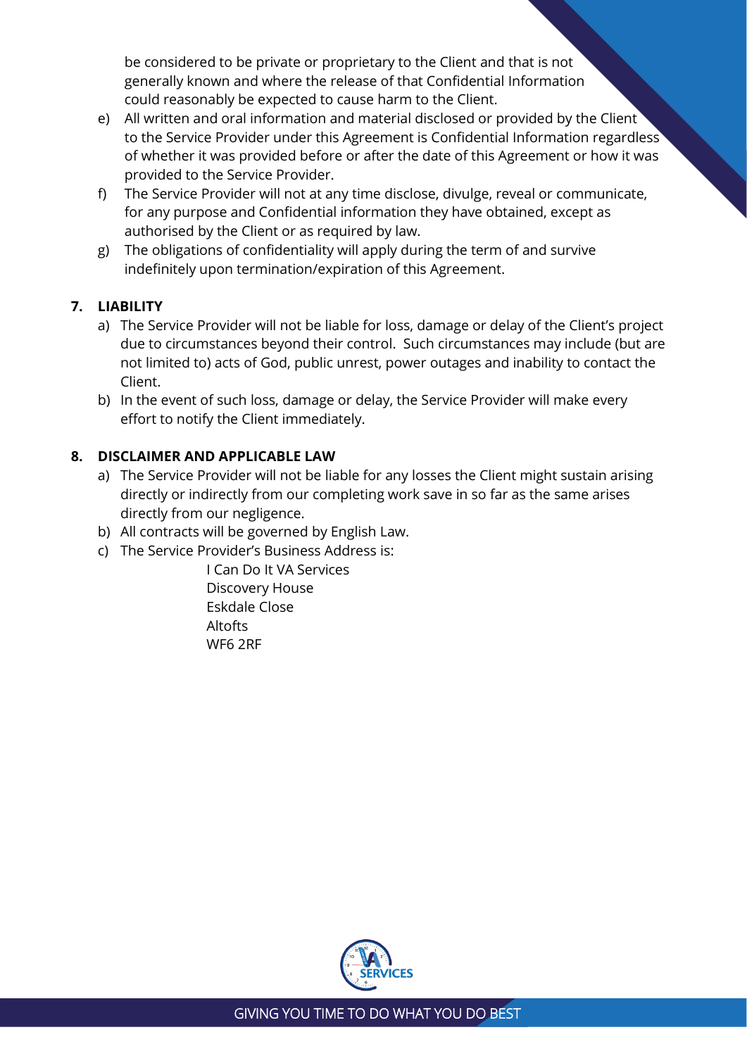be considered to be private or proprietary to the Client and that is not generally known and where the release of that Confidential Information could reasonably be expected to cause harm to the Client.

e) All written and oral information and material disclosed or provided by the Client to the Service Provider under this Agreement is Confidential Information regardless of whether it was provided before or after the date of this Agreement or how it was provided to the Service Provider.

f) The Service Provider will not at any time disclose, divulge, reveal or communicate, for any purpose and Confidential information they have obtained, except as authorised by the Client or as required by law.

g) The obligations of confidentiality will apply during the term of and survive indefinitely upon termination/expiration of this Agreement.

## 7. LIABILITY

a) The Service Provider will not be liable for loss, damage or delay of the Client's project due to circumstances beyond their control. Such circumstances may include (but are not limited to) acts of God, public unrest, power outages and inability to contact the Client.

b) In the event of such loss, damage or delay, the Service Provider will make every effort to notify the Client immediately.

## 8. DISCLAIMER AND APPLICABLE LAW

a) The Service Provider will not be liable for any losses the Client might sustain arising directly or indirectly from our completing work save in so far as the same arises directly from our negligence.

b) All contracts will be governed by English Law.

c) The Service Provider's Business Address is:

I Can Do It VA Services
Discovery House
Eskdale Close
Altofts
WF6 2RF